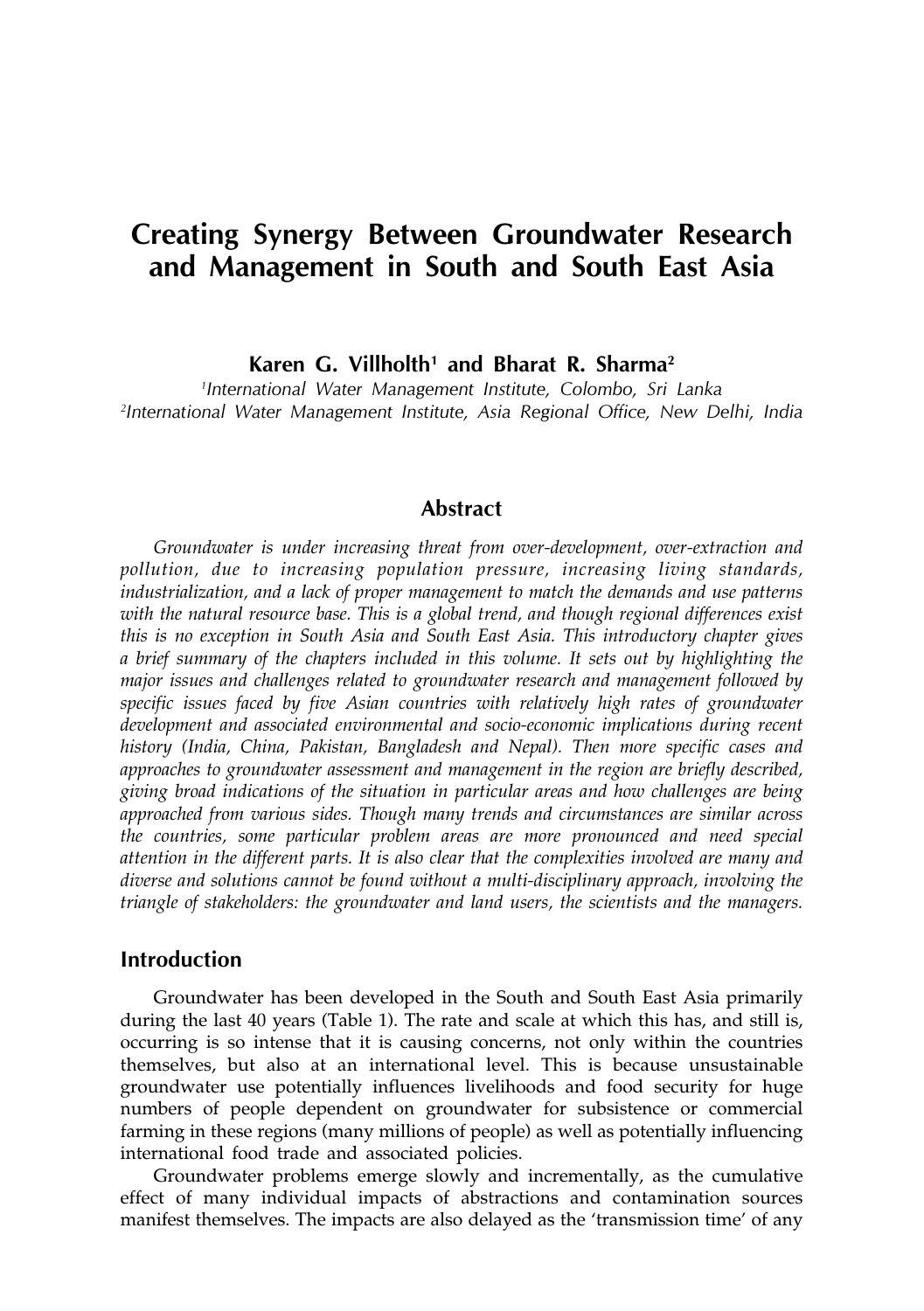# Creating Synergy Between Groundwater Research and Management in South and South East Asia

**Karen G. Villholth[1] and Bharat R. Sharma[2]**

[1]*International Water Management Institute, Colombo, Sri Lanka*
[2]*International Water Management Institute, Asia Regional Office, New Delhi, India*

## Abstract

*Groundwater is under increasing threat from over-development, over-extraction and pollution, due to increasing population pressure, increasing living standards, industrialization, and a lack of proper management to match the demands and use patterns with the natural resource base. This is a global trend, and though regional differences exist this is no exception in South Asia and South East Asia. This introductory chapter gives a brief summary of the chapters included in this volume. It sets out by highlighting the major issues and challenges related to groundwater research and management followed by specific issues faced by five Asian countries with relatively high rates of groundwater development and associated environmental and socio-economic implications during recent history (India, China, Pakistan, Bangladesh and Nepal). Then more specific cases and approaches to groundwater assessment and management in the region are briefly described, giving broad indications of the situation in particular areas and how challenges are being approached from various sides. Though many trends and circumstances are similar across the countries, some particular problem areas are more pronounced and need special attention in the different parts. It is also clear that the complexities involved are many and diverse and solutions cannot be found without a multi-disciplinary approach, involving the triangle of stakeholders: the groundwater and land users, the scientists and the managers.*

## Introduction

Groundwater has been developed in the South and South East Asia primarily during the last 40 years (Table 1). The rate and scale at which this has, and still is, occurring is so intense that it is causing concerns, not only within the countries themselves, but also at an international level. This is because unsustainable groundwater use potentially influences livelihoods and food security for huge numbers of people dependent on groundwater for subsistence or commercial farming in these regions (many millions of people) as well as potentially influencing international food trade and associated policies.

Groundwater problems emerge slowly and incrementally, as the cumulative effect of many individual impacts of abstractions and contamination sources manifest themselves. The impacts are also delayed as the 'transmission time' of any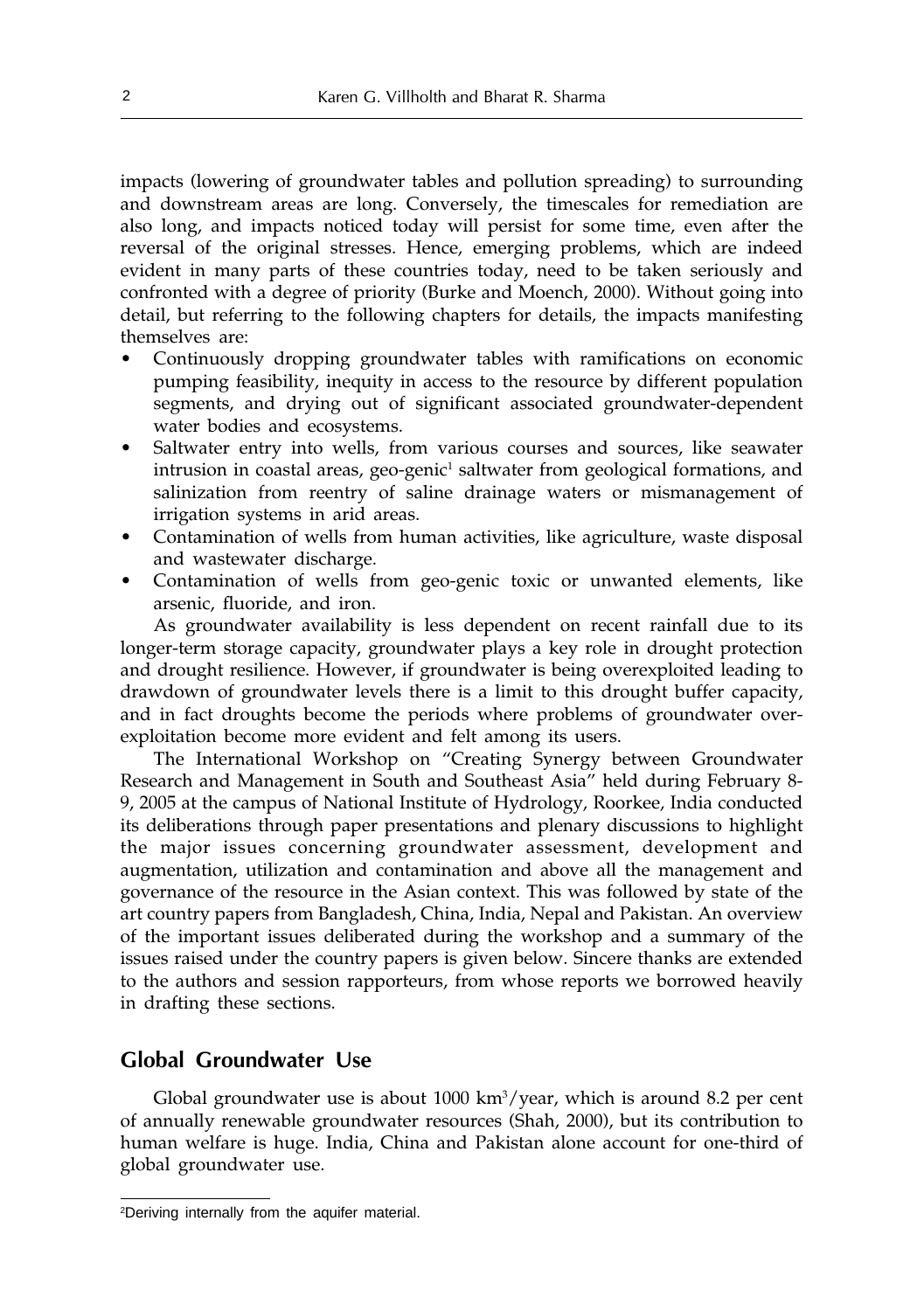impacts (lowering of groundwater tables and pollution spreading) to surrounding and downstream areas are long. Conversely, the timescales for remediation are also long, and impacts noticed today will persist for some time, even after the reversal of the original stresses. Hence, emerging problems, which are indeed evident in many parts of these countries today, need to be taken seriously and confronted with a degree of priority (Burke and Moench, 2000). Without going into detail, but referring to the following chapters for details, the impacts manifesting themselves are:

- Continuously dropping groundwater tables with ramifications on economic pumping feasibility, inequity in access to the resource by different population segments, and drying out of significant associated groundwater-dependent water bodies and ecosystems.
- Saltwater entry into wells, from various courses and sources, like seawater intrusion in coastal areas, geo-genic[1] saltwater from geological formations, and salinization from reentry of saline drainage waters or mismanagement of irrigation systems in arid areas.
- Contamination of wells from human activities, like agriculture, waste disposal and wastewater discharge.
- Contamination of wells from geo-genic toxic or unwanted elements, like arsenic, fluoride, and iron.

As groundwater availability is less dependent on recent rainfall due to its longer-term storage capacity, groundwater plays a key role in drought protection and drought resilience. However, if groundwater is being overexploited leading to drawdown of groundwater levels there is a limit to this drought buffer capacity, and in fact droughts become the periods where problems of groundwater over-exploitation become more evident and felt among its users.

The International Workshop on "Creating Synergy between Groundwater Research and Management in South and Southeast Asia" held during February 8-9, 2005 at the campus of National Institute of Hydrology, Roorkee, India conducted its deliberations through paper presentations and plenary discussions to highlight the major issues concerning groundwater assessment, development and augmentation, utilization and contamination and above all the management and governance of the resource in the Asian context. This was followed by state of the art country papers from Bangladesh, China, India, Nepal and Pakistan. An overview of the important issues deliberated during the workshop and a summary of the issues raised under the country papers is given below. Sincere thanks are extended to the authors and session rapporteurs, from whose reports we borrowed heavily in drafting these sections.

## Global Groundwater Use

Global groundwater use is about 1000 km$^3$/year, which is around 8.2 per cent of annually renewable groundwater resources (Shah, 2000), but its contribution to human welfare is huge. India, China and Pakistan alone account for one-third of global groundwater use.

---

[2]Deriving internally from the aquifer material.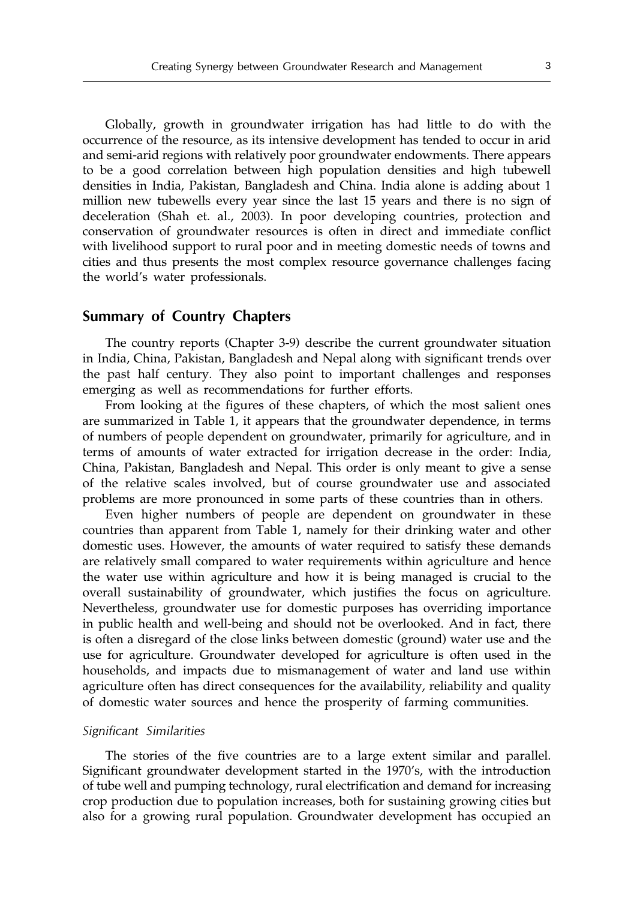Globally, growth in groundwater irrigation has had little to do with the occurrence of the resource, as its intensive development has tended to occur in arid and semi-arid regions with relatively poor groundwater endowments. There appears to be a good correlation between high population densities and high tubewell densities in India, Pakistan, Bangladesh and China. India alone is adding about 1 million new tubewells every year since the last 15 years and there is no sign of deceleration (Shah et. al., 2003). In poor developing countries, protection and conservation of groundwater resources is often in direct and immediate conflict with livelihood support to rural poor and in meeting domestic needs of towns and cities and thus presents the most complex resource governance challenges facing the world's water professionals.

## Summary of Country Chapters

The country reports (Chapter 3-9) describe the current groundwater situation in India, China, Pakistan, Bangladesh and Nepal along with significant trends over the past half century. They also point to important challenges and responses emerging as well as recommendations for further efforts.

From looking at the figures of these chapters, of which the most salient ones are summarized in Table 1, it appears that the groundwater dependence, in terms of numbers of people dependent on groundwater, primarily for agriculture, and in terms of amounts of water extracted for irrigation decrease in the order: India, China, Pakistan, Bangladesh and Nepal. This order is only meant to give a sense of the relative scales involved, but of course groundwater use and associated problems are more pronounced in some parts of these countries than in others.

Even higher numbers of people are dependent on groundwater in these countries than apparent from Table 1, namely for their drinking water and other domestic uses. However, the amounts of water required to satisfy these demands are relatively small compared to water requirements within agriculture and hence the water use within agriculture and how it is being managed is crucial to the overall sustainability of groundwater, which justifies the focus on agriculture. Nevertheless, groundwater use for domestic purposes has overriding importance in public health and well-being and should not be overlooked. And in fact, there is often a disregard of the close links between domestic (ground) water use and the use for agriculture. Groundwater developed for agriculture is often used in the households, and impacts due to mismanagement of water and land use within agriculture often has direct consequences for the availability, reliability and quality of domestic water sources and hence the prosperity of farming communities.

### *Significant Similarities*

The stories of the five countries are to a large extent similar and parallel. Significant groundwater development started in the 1970's, with the introduction of tube well and pumping technology, rural electrification and demand for increasing crop production due to population increases, both for sustaining growing cities but also for a growing rural population. Groundwater development has occupied an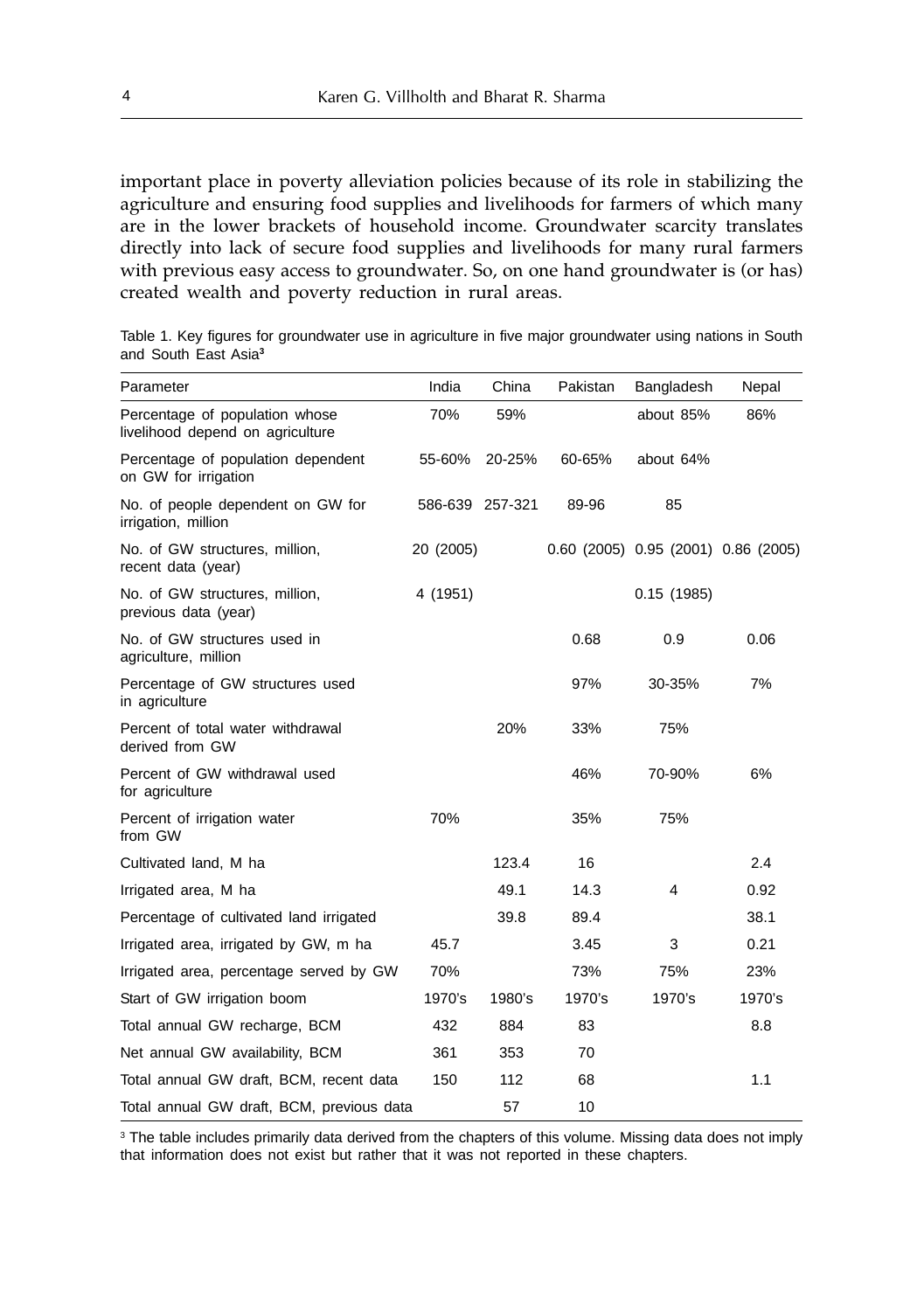important place in poverty alleviation policies because of its role in stabilizing the agriculture and ensuring food supplies and livelihoods for farmers of which many are in the lower brackets of household income. Groundwater scarcity translates directly into lack of secure food supplies and livelihoods for many rural farmers with previous easy access to groundwater. So, on one hand groundwater is (or has) created wealth and poverty reduction in rural areas.

Table 1. Key figures for groundwater use in agriculture in five major groundwater using nations in South and South East Asia[3]

| Parameter | India | China | Pakistan | Bangladesh | Nepal |
|---|---|---|---|---|---|
| Percentage of population whose livelihood depend on agriculture | 70% | 59% | | about 85% | 86% |
| Percentage of population dependent on GW for irrigation | 55-60% | 20-25% | 60-65% | about 64% | |
| No. of people dependent on GW for irrigation, million | 586-639 | 257-321 | 89-96 | 85 | |
| No. of GW structures, million, recent data (year) | 20 (2005) | | 0.60 (2005) | 0.95 (2001) | 0.86 (2005) |
| No. of GW structures, million, previous data (year) | 4 (1951) | | | 0.15 (1985) | |
| No. of GW structures used in agriculture, million | | | 0.68 | 0.9 | 0.06 |
| Percentage of GW structures used in agriculture | | | 97% | 30-35% | 7% |
| Percent of total water withdrawal derived from GW | | 20% | 33% | 75% | |
| Percent of GW withdrawal used for agriculture | | | 46% | 70-90% | 6% |
| Percent of irrigation water from GW | 70% | | 35% | 75% | |
| Cultivated land, M ha | | 123.4 | 16 | | 2.4 |
| Irrigated area, M ha | | 49.1 | 14.3 | 4 | 0.92 |
| Percentage of cultivated land irrigated | | 39.8 | 89.4 | | 38.1 |
| Irrigated area, irrigated by GW, m ha | 45.7 | | 3.45 | 3 | 0.21 |
| Irrigated area, percentage served by GW | 70% | | 73% | 75% | 23% |
| Start of GW irrigation boom | 1970's | 1980's | 1970's | 1970's | 1970's |
| Total annual GW recharge, BCM | 432 | 884 | 83 | | 8.8 |
| Net annual GW availability, BCM | 361 | 353 | 70 | | |
| Total annual GW draft, BCM, recent data | 150 | 112 | 68 | | 1.1 |
| Total annual GW draft, BCM, previous data | | 57 | 10 | | |

[3] The table includes primarily data derived from the chapters of this volume. Missing data does not imply that information does not exist but rather that it was not reported in these chapters.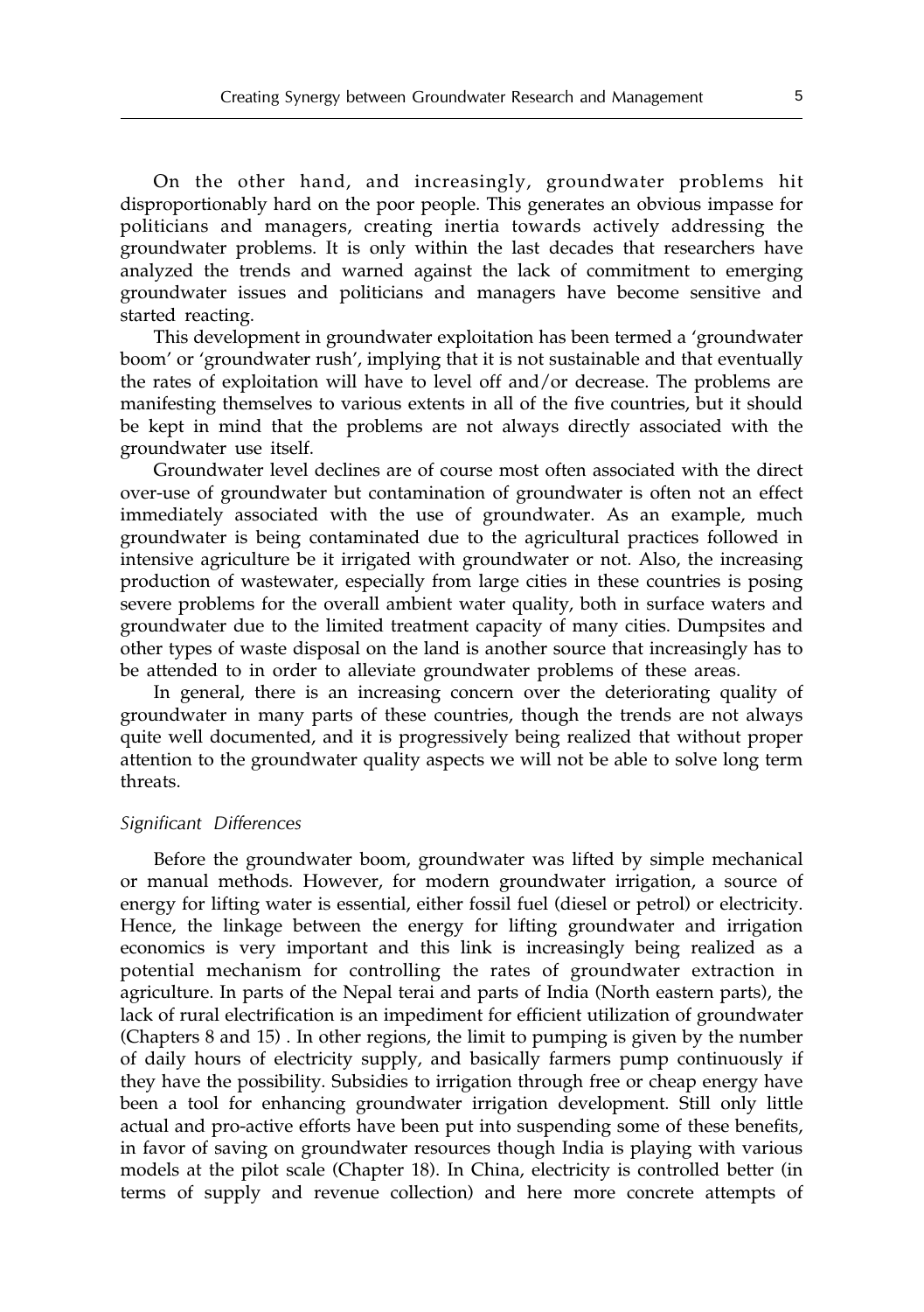On the other hand, and increasingly, groundwater problems hit disproportionably hard on the poor people. This generates an obvious impasse for politicians and managers, creating inertia towards actively addressing the groundwater problems. It is only within the last decades that researchers have analyzed the trends and warned against the lack of commitment to emerging groundwater issues and politicians and managers have become sensitive and started reacting.

This development in groundwater exploitation has been termed a 'groundwater boom' or 'groundwater rush', implying that it is not sustainable and that eventually the rates of exploitation will have to level off and/or decrease. The problems are manifesting themselves to various extents in all of the five countries, but it should be kept in mind that the problems are not always directly associated with the groundwater use itself.

Groundwater level declines are of course most often associated with the direct over-use of groundwater but contamination of groundwater is often not an effect immediately associated with the use of groundwater. As an example, much groundwater is being contaminated due to the agricultural practices followed in intensive agriculture be it irrigated with groundwater or not. Also, the increasing production of wastewater, especially from large cities in these countries is posing severe problems for the overall ambient water quality, both in surface waters and groundwater due to the limited treatment capacity of many cities. Dumpsites and other types of waste disposal on the land is another source that increasingly has to be attended to in order to alleviate groundwater problems of these areas.

In general, there is an increasing concern over the deteriorating quality of groundwater in many parts of these countries, though the trends are not always quite well documented, and it is progressively being realized that without proper attention to the groundwater quality aspects we will not be able to solve long term threats.

### *Significant Differences*

Before the groundwater boom, groundwater was lifted by simple mechanical or manual methods. However, for modern groundwater irrigation, a source of energy for lifting water is essential, either fossil fuel (diesel or petrol) or electricity. Hence, the linkage between the energy for lifting groundwater and irrigation economics is very important and this link is increasingly being realized as a potential mechanism for controlling the rates of groundwater extraction in agriculture. In parts of the Nepal terai and parts of India (North eastern parts), the lack of rural electrification is an impediment for efficient utilization of groundwater (Chapters 8 and 15) . In other regions, the limit to pumping is given by the number of daily hours of electricity supply, and basically farmers pump continuously if they have the possibility. Subsidies to irrigation through free or cheap energy have been a tool for enhancing groundwater irrigation development. Still only little actual and pro-active efforts have been put into suspending some of these benefits, in favor of saving on groundwater resources though India is playing with various models at the pilot scale (Chapter 18). In China, electricity is controlled better (in terms of supply and revenue collection) and here more concrete attempts of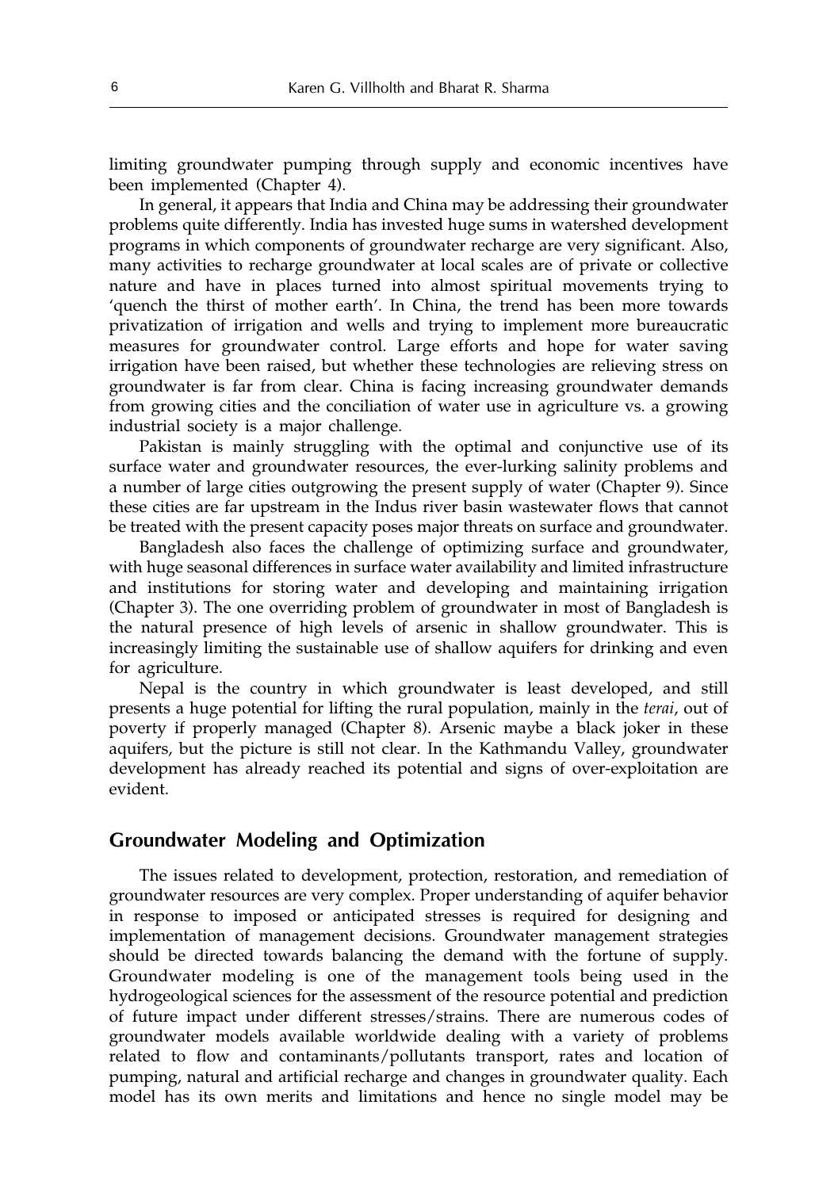limiting groundwater pumping through supply and economic incentives have been implemented (Chapter 4).

In general, it appears that India and China may be addressing their groundwater problems quite differently. India has invested huge sums in watershed development programs in which components of groundwater recharge are very significant. Also, many activities to recharge groundwater at local scales are of private or collective nature and have in places turned into almost spiritual movements trying to 'quench the thirst of mother earth'. In China, the trend has been more towards privatization of irrigation and wells and trying to implement more bureaucratic measures for groundwater control. Large efforts and hope for water saving irrigation have been raised, but whether these technologies are relieving stress on groundwater is far from clear. China is facing increasing groundwater demands from growing cities and the conciliation of water use in agriculture vs. a growing industrial society is a major challenge.

Pakistan is mainly struggling with the optimal and conjunctive use of its surface water and groundwater resources, the ever-lurking salinity problems and a number of large cities outgrowing the present supply of water (Chapter 9). Since these cities are far upstream in the Indus river basin wastewater flows that cannot be treated with the present capacity poses major threats on surface and groundwater.

Bangladesh also faces the challenge of optimizing surface and groundwater, with huge seasonal differences in surface water availability and limited infrastructure and institutions for storing water and developing and maintaining irrigation (Chapter 3). The one overriding problem of groundwater in most of Bangladesh is the natural presence of high levels of arsenic in shallow groundwater. This is increasingly limiting the sustainable use of shallow aquifers for drinking and even for agriculture.

Nepal is the country in which groundwater is least developed, and still presents a huge potential for lifting the rural population, mainly in the *terai*, out of poverty if properly managed (Chapter 8). Arsenic maybe a black joker in these aquifers, but the picture is still not clear. In the Kathmandu Valley, groundwater development has already reached its potential and signs of over-exploitation are evident.

## Groundwater Modeling and Optimization

The issues related to development, protection, restoration, and remediation of groundwater resources are very complex. Proper understanding of aquifer behavior in response to imposed or anticipated stresses is required for designing and implementation of management decisions. Groundwater management strategies should be directed towards balancing the demand with the fortune of supply. Groundwater modeling is one of the management tools being used in the hydrogeological sciences for the assessment of the resource potential and prediction of future impact under different stresses/strains. There are numerous codes of groundwater models available worldwide dealing with a variety of problems related to flow and contaminants/pollutants transport, rates and location of pumping, natural and artificial recharge and changes in groundwater quality. Each model has its own merits and limitations and hence no single model may be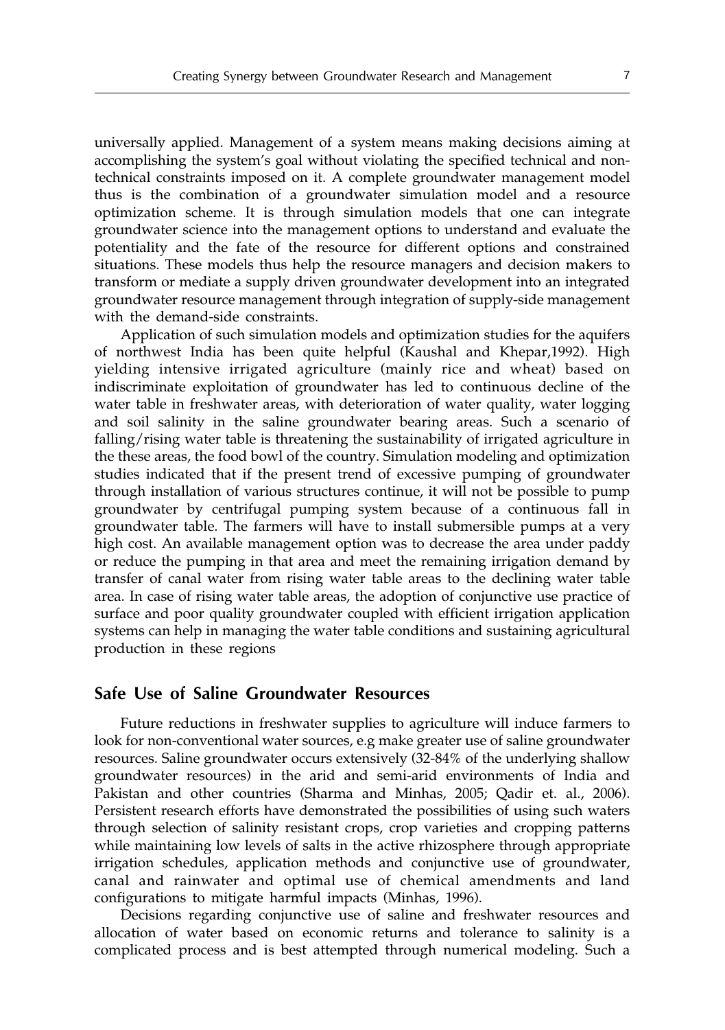universally applied. Management of a system means making decisions aiming at accomplishing the system's goal without violating the specified technical and non-technical constraints imposed on it. A complete groundwater management model thus is the combination of a groundwater simulation model and a resource optimization scheme. It is through simulation models that one can integrate groundwater science into the management options to understand and evaluate the potentiality and the fate of the resource for different options and constrained situations. These models thus help the resource managers and decision makers to transform or mediate a supply driven groundwater development into an integrated groundwater resource management through integration of supply-side management with the demand-side constraints.

Application of such simulation models and optimization studies for the aquifers of northwest India has been quite helpful (Kaushal and Khepar,1992). High yielding intensive irrigated agriculture (mainly rice and wheat) based on indiscriminate exploitation of groundwater has led to continuous decline of the water table in freshwater areas, with deterioration of water quality, water logging and soil salinity in the saline groundwater bearing areas. Such a scenario of falling/rising water table is threatening the sustainability of irrigated agriculture in the these areas, the food bowl of the country. Simulation modeling and optimization studies indicated that if the present trend of excessive pumping of groundwater through installation of various structures continue, it will not be possible to pump groundwater by centrifugal pumping system because of a continuous fall in groundwater table. The farmers will have to install submersible pumps at a very high cost. An available management option was to decrease the area under paddy or reduce the pumping in that area and meet the remaining irrigation demand by transfer of canal water from rising water table areas to the declining water table area. In case of rising water table areas, the adoption of conjunctive use practice of surface and poor quality groundwater coupled with efficient irrigation application systems can help in managing the water table conditions and sustaining agricultural production in these regions

## Safe Use of Saline Groundwater Resources

Future reductions in freshwater supplies to agriculture will induce farmers to look for non-conventional water sources, e.g make greater use of saline groundwater resources. Saline groundwater occurs extensively (32-84% of the underlying shallow groundwater resources) in the arid and semi-arid environments of India and Pakistan and other countries (Sharma and Minhas, 2005; Qadir et. al., 2006). Persistent research efforts have demonstrated the possibilities of using such waters through selection of salinity resistant crops, crop varieties and cropping patterns while maintaining low levels of salts in the active rhizosphere through appropriate irrigation schedules, application methods and conjunctive use of groundwater, canal and rainwater and optimal use of chemical amendments and land configurations to mitigate harmful impacts (Minhas, 1996).

Decisions regarding conjunctive use of saline and freshwater resources and allocation of water based on economic returns and tolerance to salinity is a complicated process and is best attempted through numerical modeling. Such a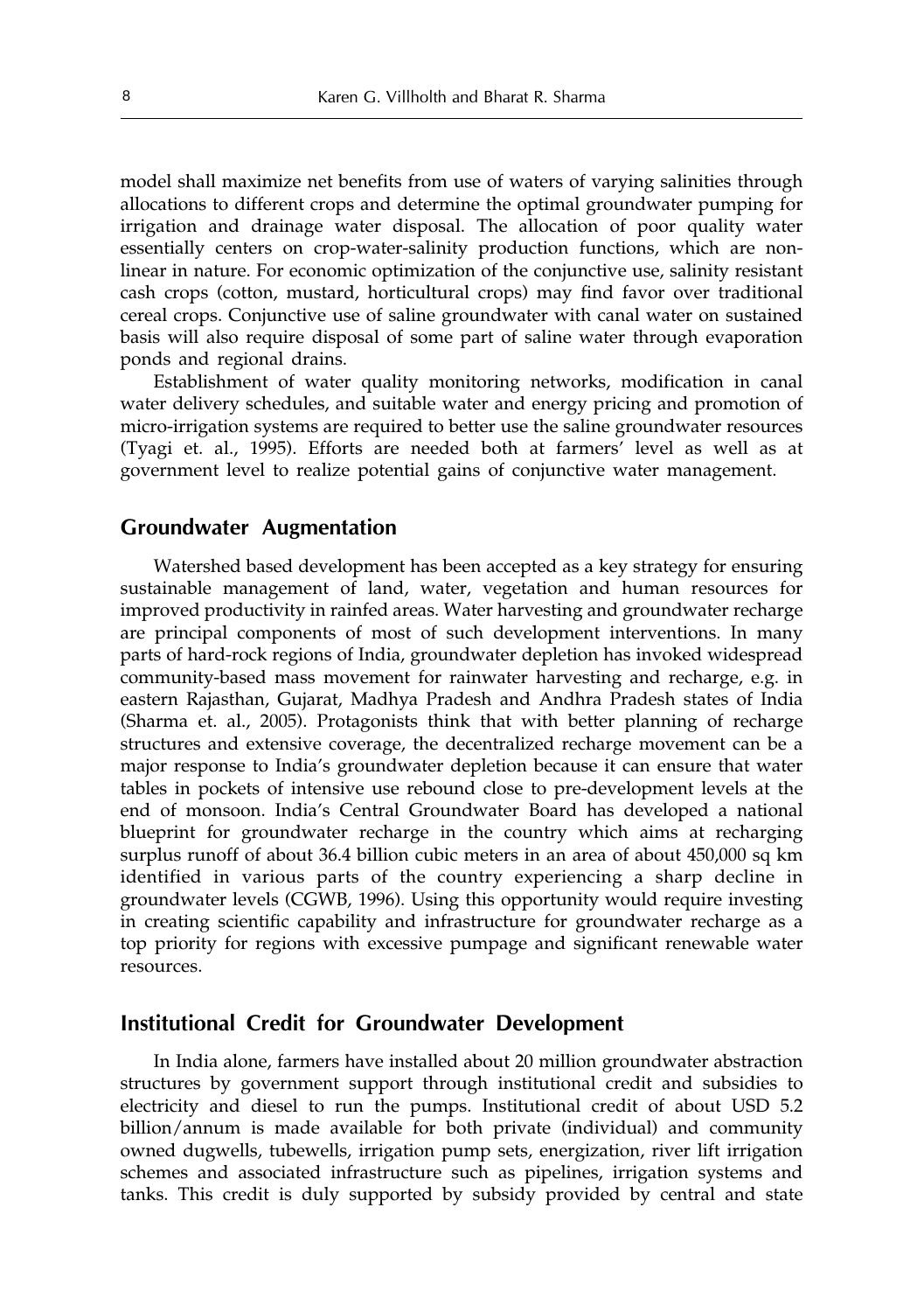model shall maximize net benefits from use of waters of varying salinities through allocations to different crops and determine the optimal groundwater pumping for irrigation and drainage water disposal. The allocation of poor quality water essentially centers on crop-water-salinity production functions, which are non-linear in nature. For economic optimization of the conjunctive use, salinity resistant cash crops (cotton, mustard, horticultural crops) may find favor over traditional cereal crops. Conjunctive use of saline groundwater with canal water on sustained basis will also require disposal of some part of saline water through evaporation ponds and regional drains.

Establishment of water quality monitoring networks, modification in canal water delivery schedules, and suitable water and energy pricing and promotion of micro-irrigation systems are required to better use the saline groundwater resources (Tyagi et. al., 1995). Efforts are needed both at farmers' level as well as at government level to realize potential gains of conjunctive water management.

## Groundwater Augmentation

Watershed based development has been accepted as a key strategy for ensuring sustainable management of land, water, vegetation and human resources for improved productivity in rainfed areas. Water harvesting and groundwater recharge are principal components of most of such development interventions. In many parts of hard-rock regions of India, groundwater depletion has invoked widespread community-based mass movement for rainwater harvesting and recharge, e.g. in eastern Rajasthan, Gujarat, Madhya Pradesh and Andhra Pradesh states of India (Sharma et. al., 2005). Protagonists think that with better planning of recharge structures and extensive coverage, the decentralized recharge movement can be a major response to India's groundwater depletion because it can ensure that water tables in pockets of intensive use rebound close to pre-development levels at the end of monsoon. India's Central Groundwater Board has developed a national blueprint for groundwater recharge in the country which aims at recharging surplus runoff of about 36.4 billion cubic meters in an area of about 450,000 sq km identified in various parts of the country experiencing a sharp decline in groundwater levels (CGWB, 1996). Using this opportunity would require investing in creating scientific capability and infrastructure for groundwater recharge as a top priority for regions with excessive pumpage and significant renewable water resources.

## Institutional Credit for Groundwater Development

In India alone, farmers have installed about 20 million groundwater abstraction structures by government support through institutional credit and subsidies to electricity and diesel to run the pumps. Institutional credit of about USD 5.2 billion/annum is made available for both private (individual) and community owned dugwells, tubewells, irrigation pump sets, energization, river lift irrigation schemes and associated infrastructure such as pipelines, irrigation systems and tanks. This credit is duly supported by subsidy provided by central and state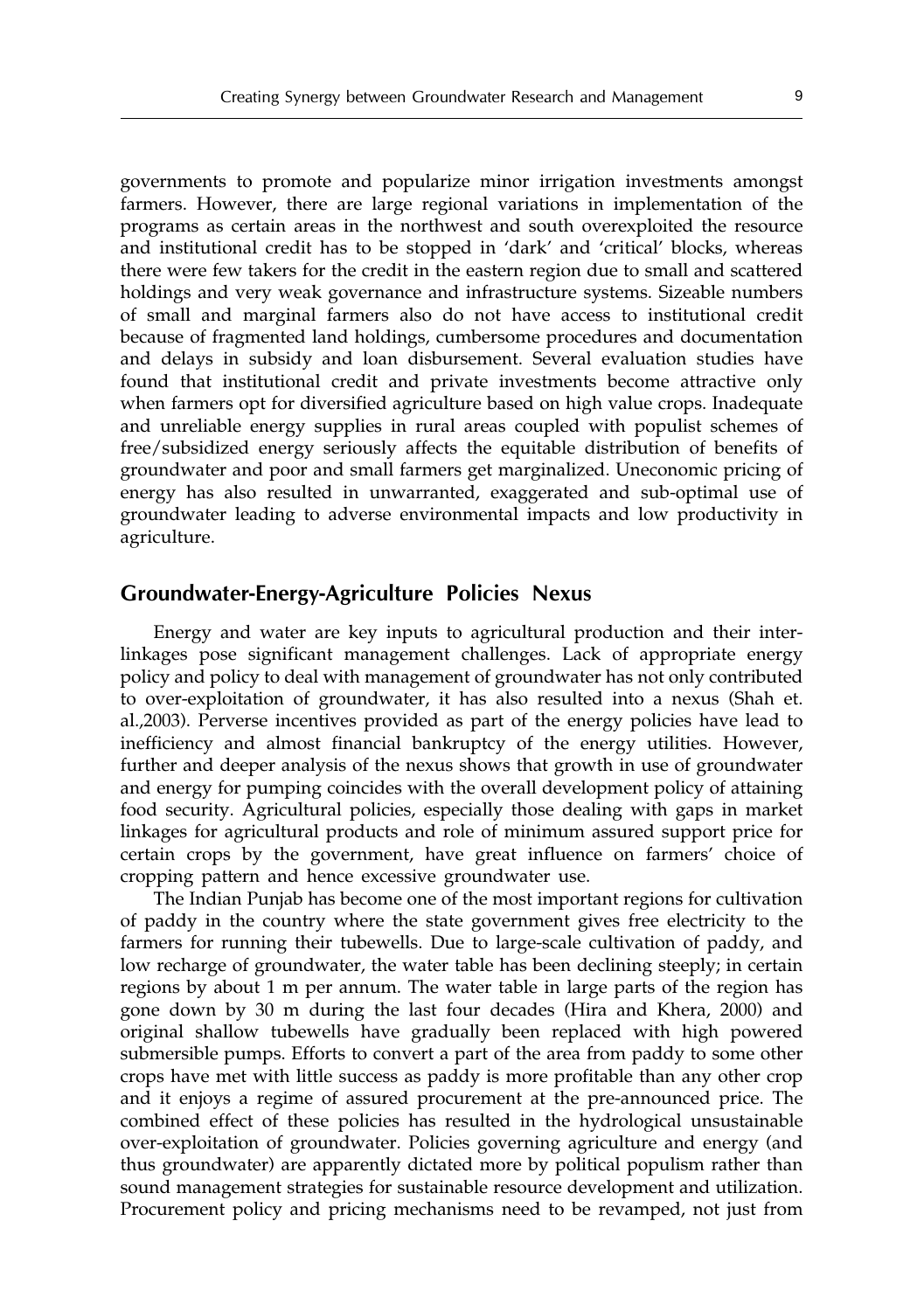governments to promote and popularize minor irrigation investments amongst farmers. However, there are large regional variations in implementation of the programs as certain areas in the northwest and south overexploited the resource and institutional credit has to be stopped in 'dark' and 'critical' blocks, whereas there were few takers for the credit in the eastern region due to small and scattered holdings and very weak governance and infrastructure systems. Sizeable numbers of small and marginal farmers also do not have access to institutional credit because of fragmented land holdings, cumbersome procedures and documentation and delays in subsidy and loan disbursement. Several evaluation studies have found that institutional credit and private investments become attractive only when farmers opt for diversified agriculture based on high value crops. Inadequate and unreliable energy supplies in rural areas coupled with populist schemes of free/subsidized energy seriously affects the equitable distribution of benefits of groundwater and poor and small farmers get marginalized. Uneconomic pricing of energy has also resulted in unwarranted, exaggerated and sub-optimal use of groundwater leading to adverse environmental impacts and low productivity in agriculture.

## Groundwater-Energy-Agriculture Policies Nexus

Energy and water are key inputs to agricultural production and their inter-linkages pose significant management challenges. Lack of appropriate energy policy and policy to deal with management of groundwater has not only contributed to over-exploitation of groundwater, it has also resulted into a nexus (Shah et. al.,2003). Perverse incentives provided as part of the energy policies have lead to inefficiency and almost financial bankruptcy of the energy utilities. However, further and deeper analysis of the nexus shows that growth in use of groundwater and energy for pumping coincides with the overall development policy of attaining food security. Agricultural policies, especially those dealing with gaps in market linkages for agricultural products and role of minimum assured support price for certain crops by the government, have great influence on farmers' choice of cropping pattern and hence excessive groundwater use.

The Indian Punjab has become one of the most important regions for cultivation of paddy in the country where the state government gives free electricity to the farmers for running their tubewells. Due to large-scale cultivation of paddy, and low recharge of groundwater, the water table has been declining steeply; in certain regions by about 1 m per annum. The water table in large parts of the region has gone down by 30 m during the last four decades (Hira and Khera, 2000) and original shallow tubewells have gradually been replaced with high powered submersible pumps. Efforts to convert a part of the area from paddy to some other crops have met with little success as paddy is more profitable than any other crop and it enjoys a regime of assured procurement at the pre-announced price. The combined effect of these policies has resulted in the hydrological unsustainable over-exploitation of groundwater. Policies governing agriculture and energy (and thus groundwater) are apparently dictated more by political populism rather than sound management strategies for sustainable resource development and utilization. Procurement policy and pricing mechanisms need to be revamped, not just from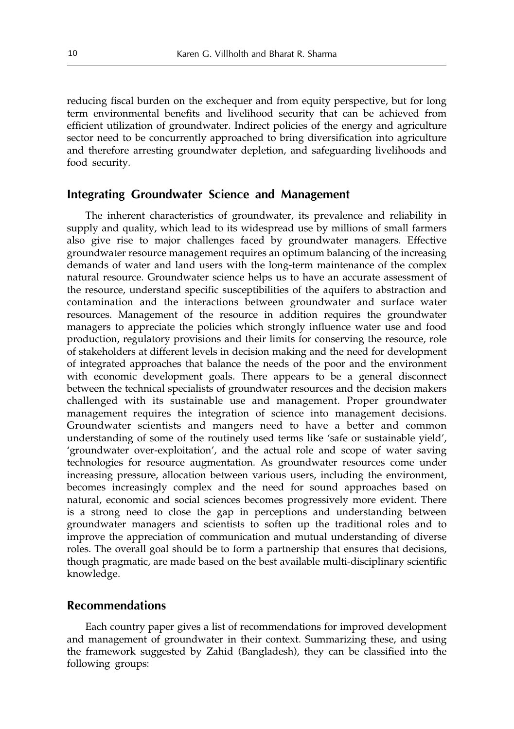reducing fiscal burden on the exchequer and from equity perspective, but for long term environmental benefits and livelihood security that can be achieved from efficient utilization of groundwater. Indirect policies of the energy and agriculture sector need to be concurrently approached to bring diversification into agriculture and therefore arresting groundwater depletion, and safeguarding livelihoods and food security.

## Integrating Groundwater Science and Management

The inherent characteristics of groundwater, its prevalence and reliability in supply and quality, which lead to its widespread use by millions of small farmers also give rise to major challenges faced by groundwater managers. Effective groundwater resource management requires an optimum balancing of the increasing demands of water and land users with the long-term maintenance of the complex natural resource. Groundwater science helps us to have an accurate assessment of the resource, understand specific susceptibilities of the aquifers to abstraction and contamination and the interactions between groundwater and surface water resources. Management of the resource in addition requires the groundwater managers to appreciate the policies which strongly influence water use and food production, regulatory provisions and their limits for conserving the resource, role of stakeholders at different levels in decision making and the need for development of integrated approaches that balance the needs of the poor and the environment with economic development goals. There appears to be a general disconnect between the technical specialists of groundwater resources and the decision makers challenged with its sustainable use and management. Proper groundwater management requires the integration of science into management decisions. Groundwater scientists and mangers need to have a better and common understanding of some of the routinely used terms like 'safe or sustainable yield', 'groundwater over-exploitation', and the actual role and scope of water saving technologies for resource augmentation. As groundwater resources come under increasing pressure, allocation between various users, including the environment, becomes increasingly complex and the need for sound approaches based on natural, economic and social sciences becomes progressively more evident. There is a strong need to close the gap in perceptions and understanding between groundwater managers and scientists to soften up the traditional roles and to improve the appreciation of communication and mutual understanding of diverse roles. The overall goal should be to form a partnership that ensures that decisions, though pragmatic, are made based on the best available multi-disciplinary scientific knowledge.

## Recommendations

Each country paper gives a list of recommendations for improved development and management of groundwater in their context. Summarizing these, and using the framework suggested by Zahid (Bangladesh), they can be classified into the following groups: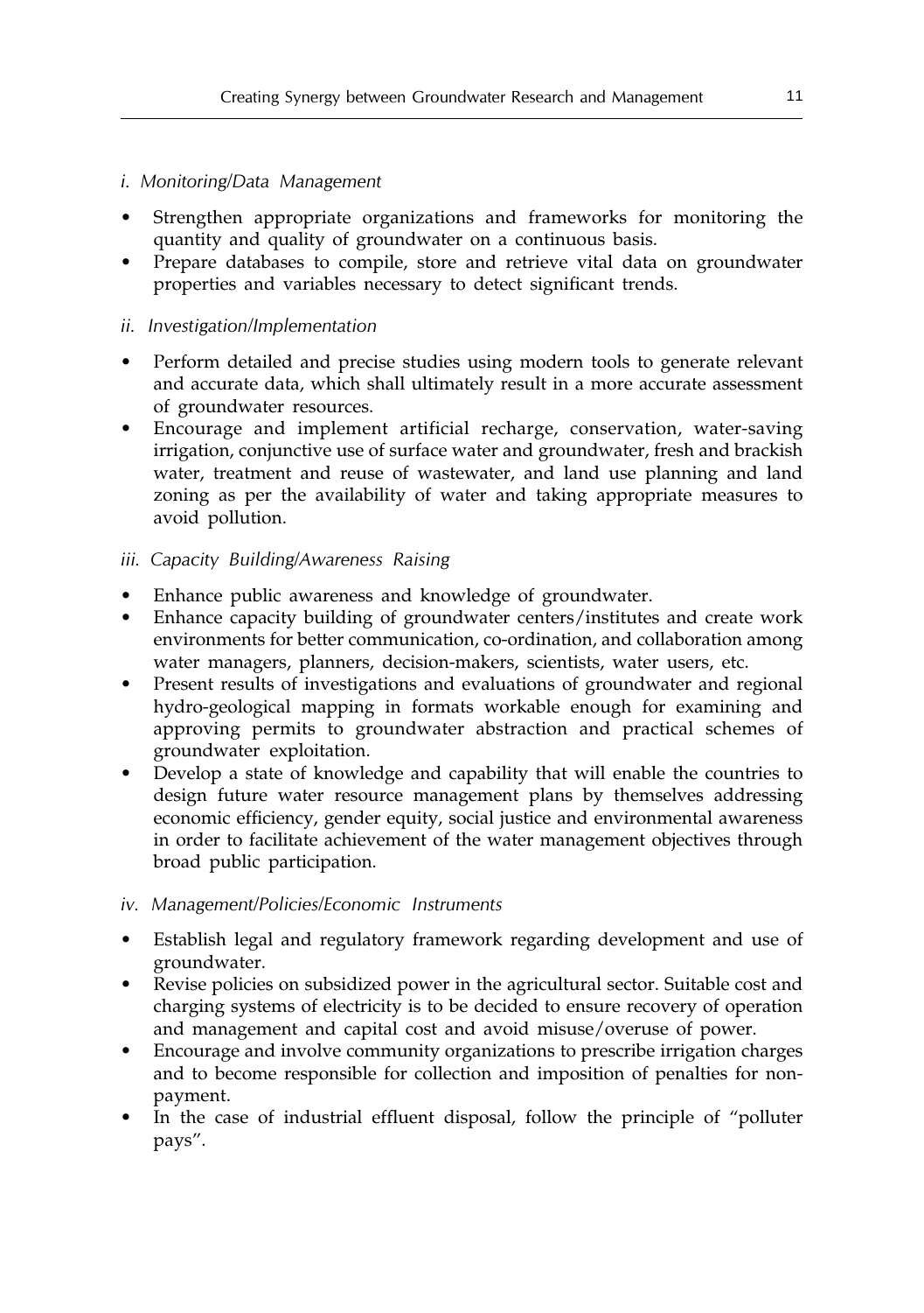*i. Monitoring/Data Management*

- Strengthen appropriate organizations and frameworks for monitoring the quantity and quality of groundwater on a continuous basis.
- Prepare databases to compile, store and retrieve vital data on groundwater properties and variables necessary to detect significant trends.

*ii. Investigation/Implementation*

- Perform detailed and precise studies using modern tools to generate relevant and accurate data, which shall ultimately result in a more accurate assessment of groundwater resources.
- Encourage and implement artificial recharge, conservation, water-saving irrigation, conjunctive use of surface water and groundwater, fresh and brackish water, treatment and reuse of wastewater, and land use planning and land zoning as per the availability of water and taking appropriate measures to avoid pollution.

*iii. Capacity Building/Awareness Raising*

- Enhance public awareness and knowledge of groundwater.
- Enhance capacity building of groundwater centers/institutes and create work environments for better communication, co-ordination, and collaboration among water managers, planners, decision-makers, scientists, water users, etc.
- Present results of investigations and evaluations of groundwater and regional hydro-geological mapping in formats workable enough for examining and approving permits to groundwater abstraction and practical schemes of groundwater exploitation.
- Develop a state of knowledge and capability that will enable the countries to design future water resource management plans by themselves addressing economic efficiency, gender equity, social justice and environmental awareness in order to facilitate achievement of the water management objectives through broad public participation.

*iv. Management/Policies/Economic Instruments*

- Establish legal and regulatory framework regarding development and use of groundwater.
- Revise policies on subsidized power in the agricultural sector. Suitable cost and charging systems of electricity is to be decided to ensure recovery of operation and management and capital cost and avoid misuse/overuse of power.
- Encourage and involve community organizations to prescribe irrigation charges and to become responsible for collection and imposition of penalties for non-payment.
- In the case of industrial effluent disposal, follow the principle of "polluter pays".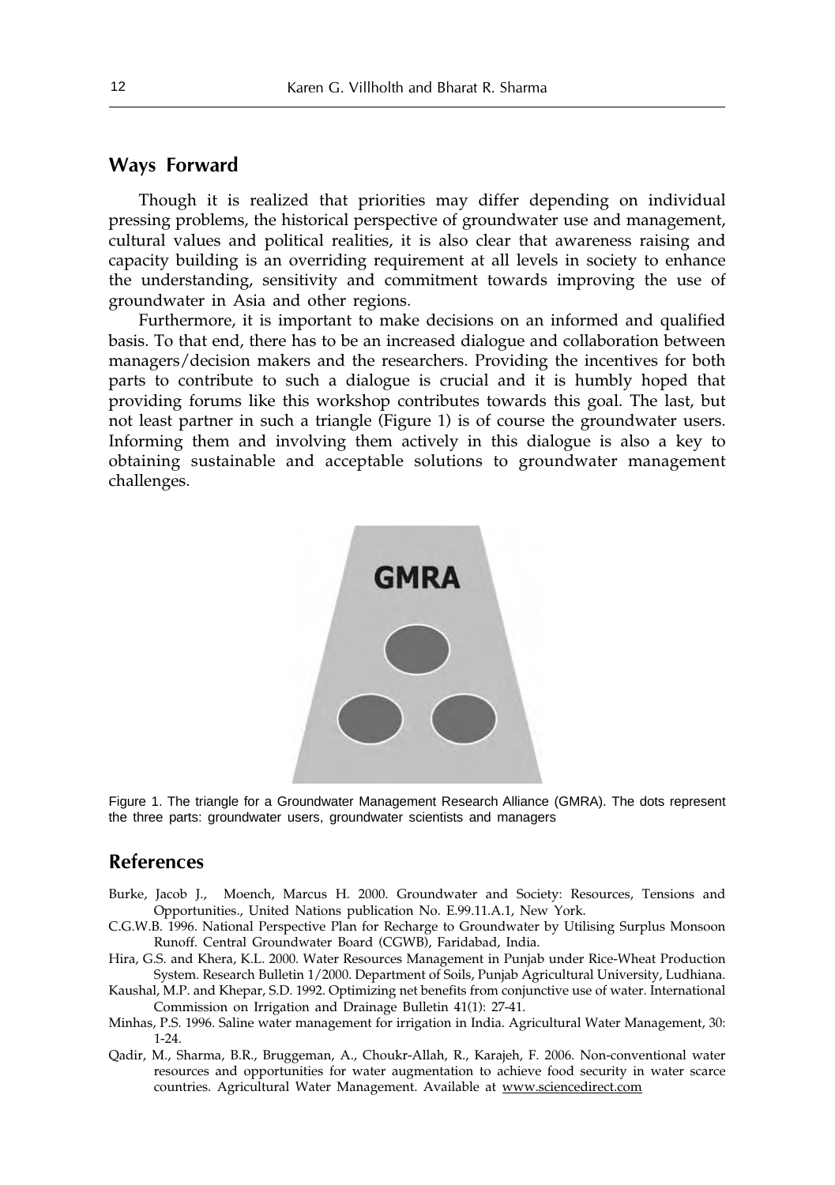## Ways Forward

Though it is realized that priorities may differ depending on individual pressing problems, the historical perspective of groundwater use and management, cultural values and political realities, it is also clear that awareness raising and capacity building is an overriding requirement at all levels in society to enhance the understanding, sensitivity and commitment towards improving the use of groundwater in Asia and other regions.

Furthermore, it is important to make decisions on an informed and qualified basis. To that end, there has to be an increased dialogue and collaboration between managers/decision makers and the researchers. Providing the incentives for both parts to contribute to such a dialogue is crucial and it is humbly hoped that providing forums like this workshop contributes towards this goal. The last, but not least partner in such a triangle (Figure 1) is of course the groundwater users. Informing them and involving them actively in this dialogue is also a key to obtaining sustainable and acceptable solutions to groundwater management challenges.

GMRA

Figure 1. The triangle for a Groundwater Management Research Alliance (GMRA). The dots represent the three parts: groundwater users, groundwater scientists and managers

## References

Burke, Jacob J., Moench, Marcus H. 2000. Groundwater and Society: Resources, Tensions and Opportunities., United Nations publication No. E.99.11.A.1, New York.

C.G.W.B. 1996. National Perspective Plan for Recharge to Groundwater by Utilising Surplus Monsoon Runoff. Central Groundwater Board (CGWB), Faridabad, India.

Hira, G.S. and Khera, K.L. 2000. Water Resources Management in Punjab under Rice-Wheat Production System. Research Bulletin 1/2000. Department of Soils, Punjab Agricultural University, Ludhiana.

Kaushal, M.P. and Khepar, S.D. 1992. Optimizing net benefits from conjunctive use of water. International Commission on Irrigation and Drainage Bulletin 41(1): 27-41.

Minhas, P.S. 1996. Saline water management for irrigation in India. Agricultural Water Management, 30: 1-24.

Qadir, M., Sharma, B.R., Bruggeman, A., Choukr-Allah, R., Karajeh, F. 2006. Non-conventional water resources and opportunities for water augmentation to achieve food security in water scarce countries. Agricultural Water Management. Available at www.sciencedirect.com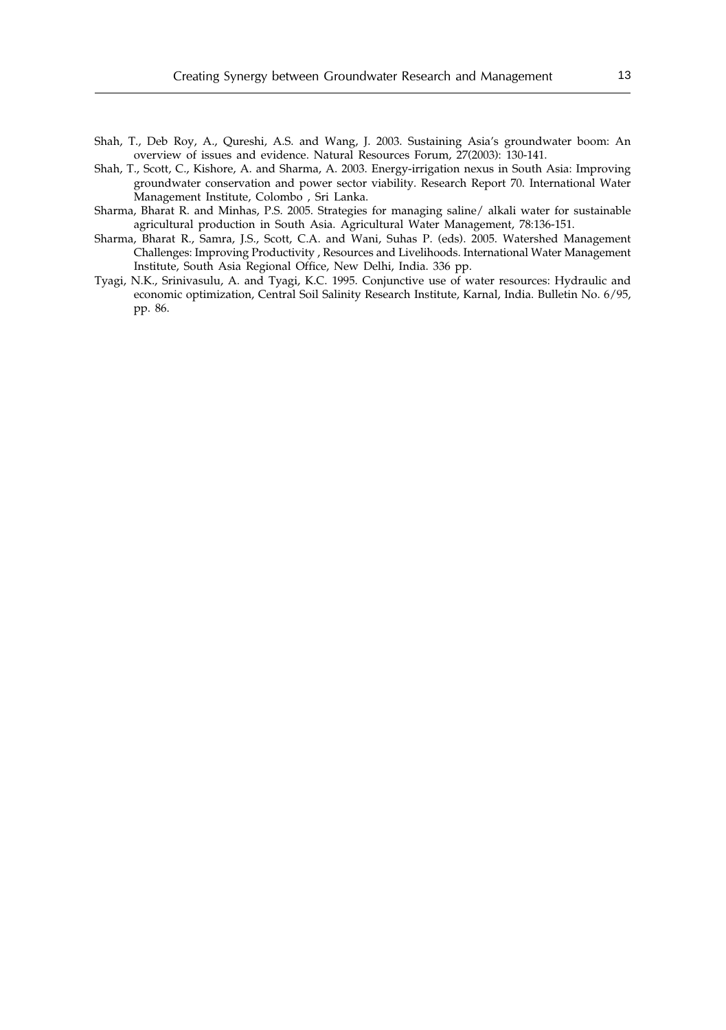Shah, T., Deb Roy, A., Qureshi, A.S. and Wang, J. 2003. Sustaining Asia's groundwater boom: An overview of issues and evidence. Natural Resources Forum, 27(2003): 130-141.

Shah, T., Scott, C., Kishore, A. and Sharma, A. 2003. Energy-irrigation nexus in South Asia: Improving groundwater conservation and power sector viability. Research Report 70. International Water Management Institute, Colombo , Sri Lanka.

Sharma, Bharat R. and Minhas, P.S. 2005. Strategies for managing saline/ alkali water for sustainable agricultural production in South Asia. Agricultural Water Management, 78:136-151.

Sharma, Bharat R., Samra, J.S., Scott, C.A. and Wani, Suhas P. (eds). 2005. Watershed Management Challenges: Improving Productivity , Resources and Livelihoods. International Water Management Institute, South Asia Regional Office, New Delhi, India. 336 pp.

Tyagi, N.K., Srinivasulu, A. and Tyagi, K.C. 1995. Conjunctive use of water resources: Hydraulic and economic optimization, Central Soil Salinity Research Institute, Karnal, India. Bulletin No. 6/95, pp. 86.